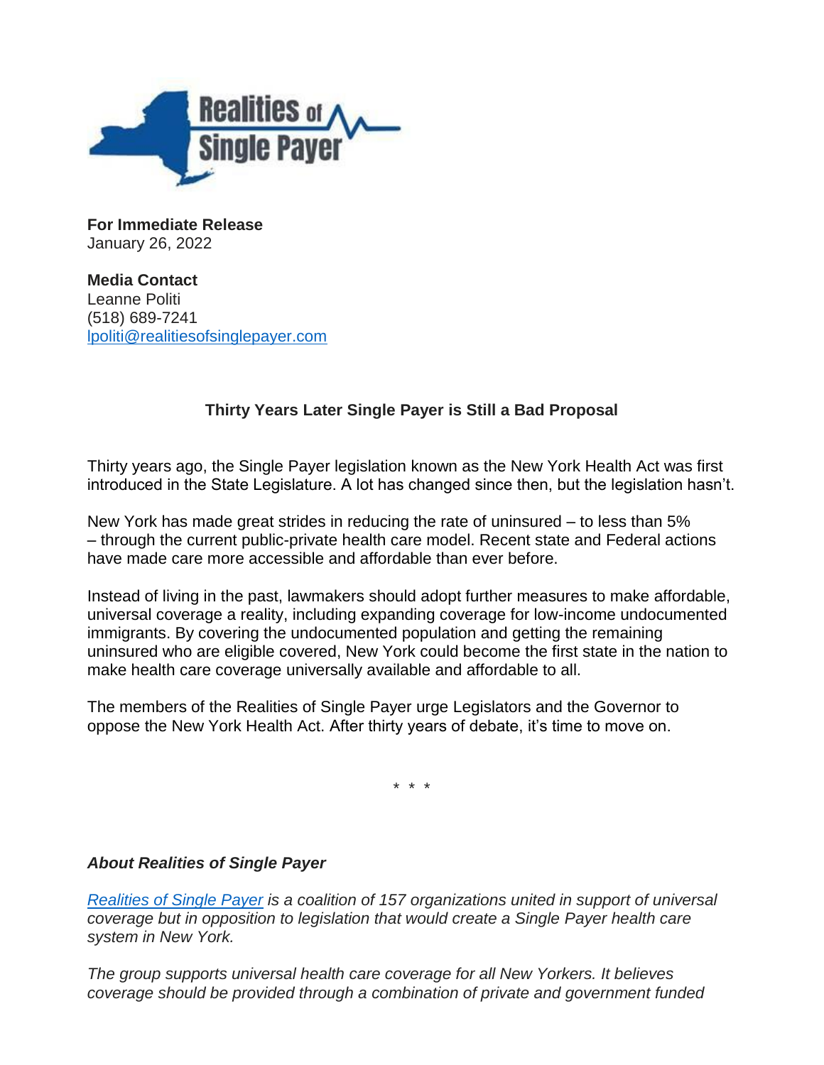**For Immediate Release**
January 26, 2022

**Media Contact**
Leanne Politi
(518) 689-7241
lpoliti@realitiesofsinglepayer.com

## Thirty Years Later Single Payer is Still a Bad Proposal

Thirty years ago, the Single Payer legislation known as the New York Health Act was first introduced in the State Legislature. A lot has changed since then, but the legislation hasn't.

New York has made great strides in reducing the rate of uninsured – to less than 5% – through the current public-private health care model. Recent state and Federal actions have made care more accessible and affordable than ever before.

Instead of living in the past, lawmakers should adopt further measures to make affordable, universal coverage a reality, including expanding coverage for low-income undocumented immigrants. By covering the undocumented population and getting the remaining uninsured who are eligible covered, New York could become the first state in the nation to make health care coverage universally available and affordable to all.

The members of the Realities of Single Payer urge Legislators and the Governor to oppose the New York Health Act. After thirty years of debate, it's time to move on.

\* \* \*

***About Realities of Single Payer***

*Realities of Single Payer is a coalition of 157 organizations united in support of universal coverage but in opposition to legislation that would create a Single Payer health care system in New York.*

*The group supports universal health care coverage for all New Yorkers. It believes coverage should be provided through a combination of private and government funded*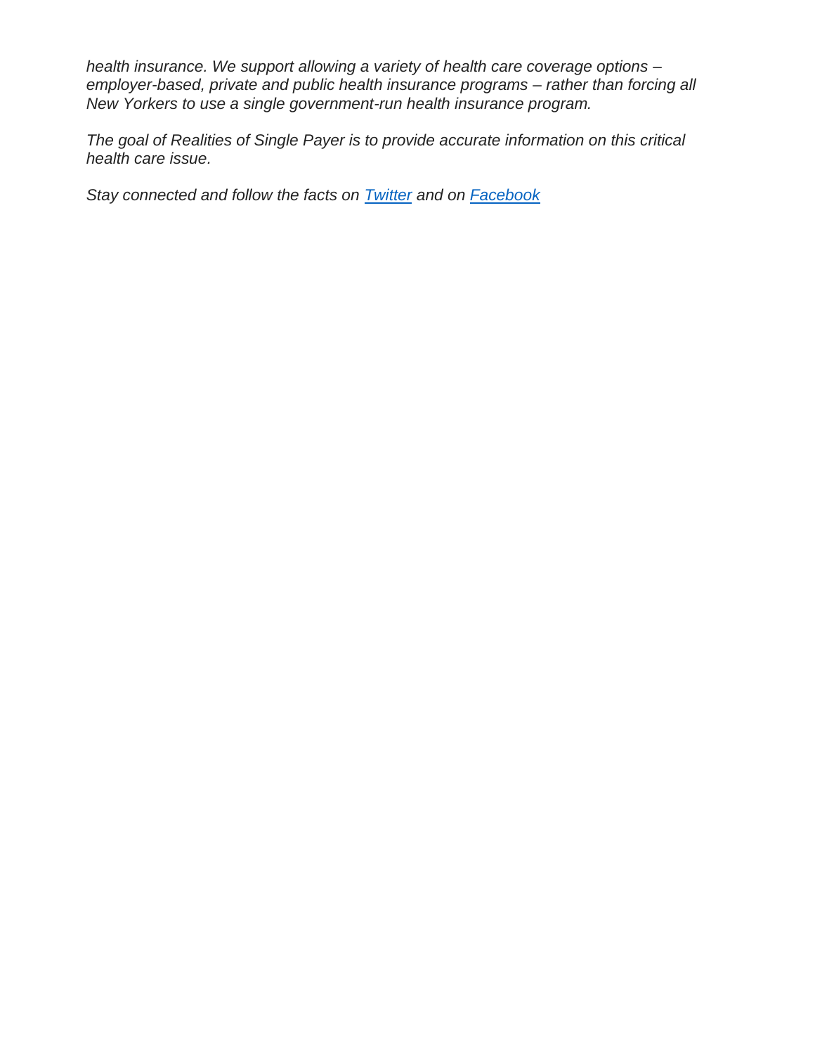*health insurance. We support allowing a variety of health care coverage options – employer-based, private and public health insurance programs – rather than forcing all New Yorkers to use a single government-run health insurance program.*

*The goal of Realities of Single Payer is to provide accurate information on this critical health care issue.*

*Stay connected and follow the facts on [Twitter](#) and on [Facebook](#)*